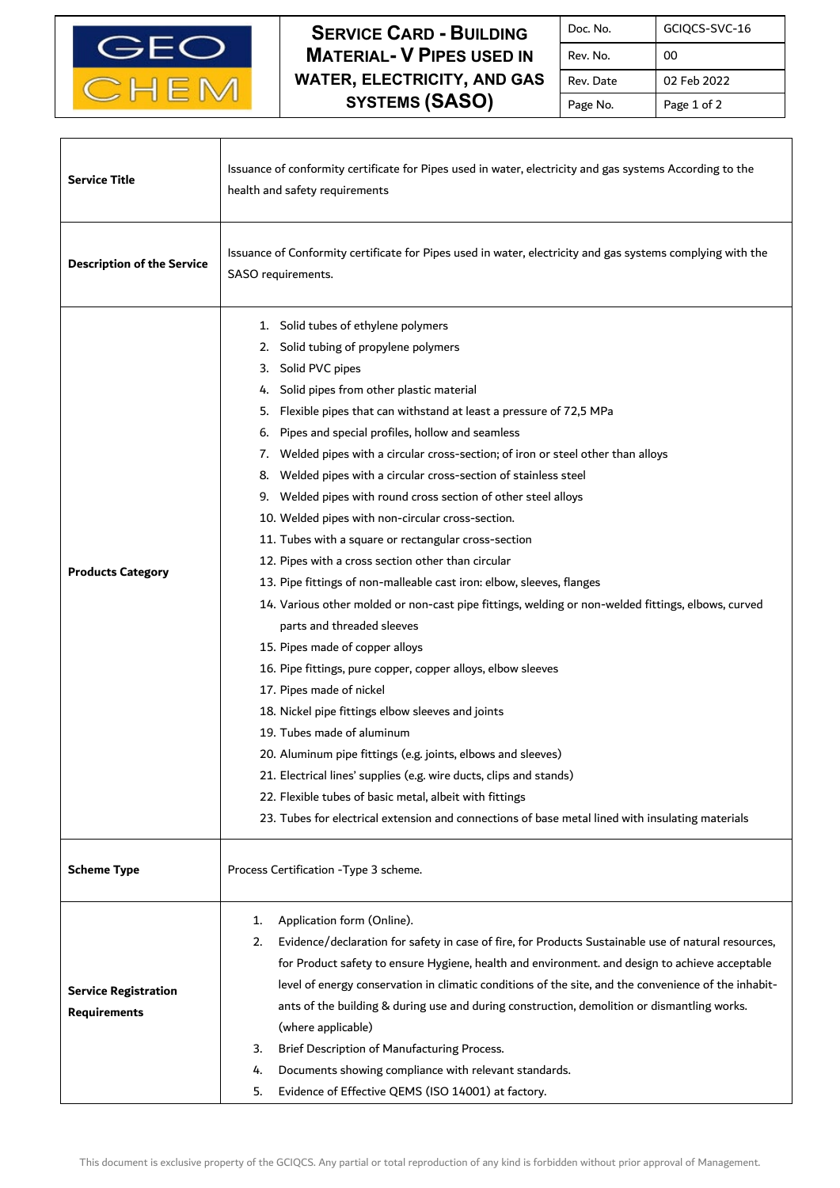# SERVICE CARD - BUILDING MATERIAL- V PIPES USED IN WATER, ELECTRICITY, AND GAS SYSTEMS (SASO)

| Doc. No. | GCIQCS-SVC-16 |
|---|---|
| Rev. No. | 00 |
| Rev. Date | 02 Feb 2022 |

| | |
|---|---|
| **Service Title** | Issuance of conformity certificate for Pipes used in water, electricity and gas systems According to the health and safety requirements |
| **Description of the Service** | Issuance of Conformity certificate for Pipes used in water, electricity and gas systems complying with the SASO requirements. |
| **Products Category** | 1. Solid tubes of ethylene polymers<br>2. Solid tubing of propylene polymers<br>3. Solid PVC pipes<br>4. Solid pipes from other plastic material<br>5. Flexible pipes that can withstand at least a pressure of 72,5 MPa<br>6. Pipes and special profiles, hollow and seamless<br>7. Welded pipes with a circular cross-section; of iron or steel other than alloys<br>8. Welded pipes with a circular cross-section of stainless steel<br>9. Welded pipes with round cross section of other steel alloys<br>10. Welded pipes with non-circular cross-section.<br>11. Tubes with a square or rectangular cross-section<br>12. Pipes with a cross section other than circular<br>13. Pipe fittings of non-malleable cast iron: elbow, sleeves, flanges<br>14. Various other molded or non-cast pipe fittings, welding or non-welded fittings, elbows, curved parts and threaded sleeves<br>15. Pipes made of copper alloys<br>16. Pipe fittings, pure copper, copper alloys, elbow sleeves<br>17. Pipes made of nickel<br>18. Nickel pipe fittings elbow sleeves and joints<br>19. Tubes made of aluminum<br>20. Aluminum pipe fittings (e.g. joints, elbows and sleeves)<br>21. Electrical lines' supplies (e.g. wire ducts, clips and stands)<br>22. Flexible tubes of basic metal, albeit with fittings<br>23. Tubes for electrical extension and connections of base metal lined with insulating materials |
| **Scheme Type** | Process Certification -Type 3 scheme. |
| **Service Registration Requirements** | 1. Application form (Online).<br>2. Evidence/declaration for safety in case of fire, for Products Sustainable use of natural resources, for Product safety to ensure Hygiene, health and environment. and design to achieve acceptable level of energy conservation in climatic conditions of the site, and the convenience of the inhabitants of the building & during use and during construction, demolition or dismantling works. (where applicable)<br>3. Brief Description of Manufacturing Process.<br>4. Documents showing compliance with relevant standards.<br>5. Evidence of Effective QEMS (ISO 14001) at factory. |

This document is exclusive property of the GCIQCS. Any partial or total reproduction of any kind is forbidden without prior approval of Management.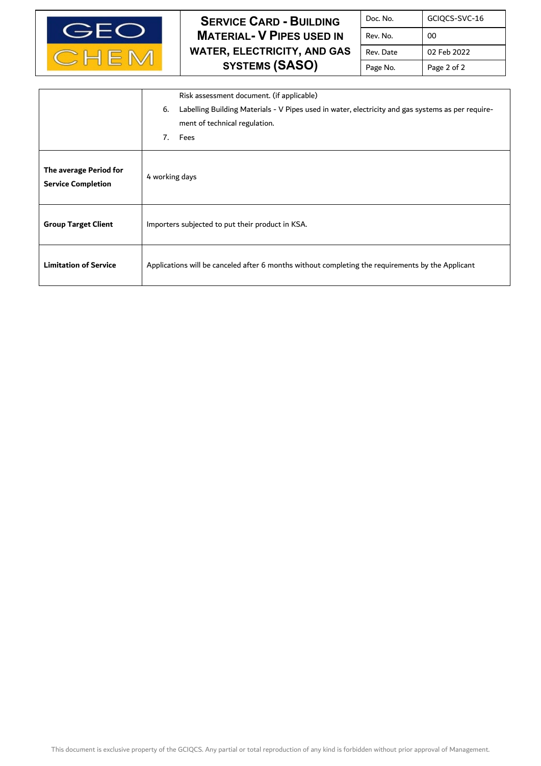| | |
|---|---|
| | Risk assessment document. (if applicable)<br>6. Labelling Building Materials - V Pipes used in water, electricity and gas systems as per requirement of technical regulation.<br>7. Fees |
| **The average Period for Service Completion** | 4 working days |
| **Group Target Client** | Importers subjected to put their product in KSA. |
| **Limitation of Service** | Applications will be canceled after 6 months without completing the requirements by the Applicant |

This document is exclusive property of the GCIQCS. Any partial or total reproduction of any kind is forbidden without prior approval of Management.